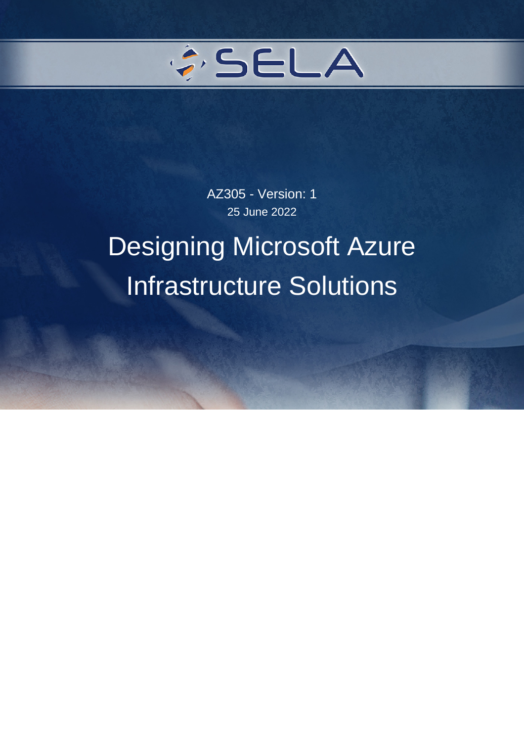SELA

AZ305 - Version: 1

25 June 2022

# Designing Microsoft Azure Infrastructure Solutions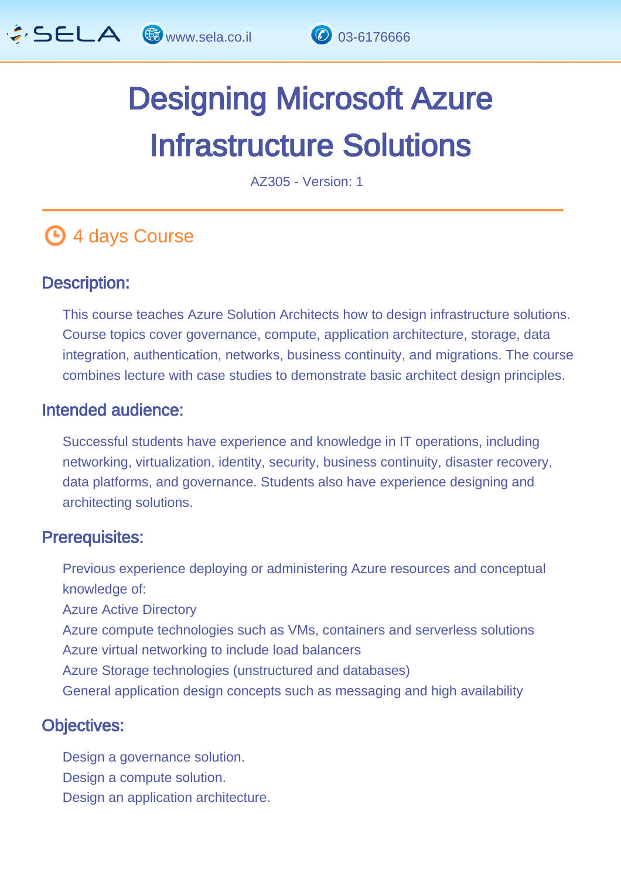# Designing Microsoft Azure Infrastructure Solutions

AZ305 - Version: 1

## 4 days Course

### Description:

This course teaches Azure Solution Architects how to design infrastructure solutions. Course topics cover governance, compute, application architecture, storage, data integration, authentication, networks, business continuity, and migrations. The course combines lecture with case studies to demonstrate basic architect design principles.

### Intended audience:

Successful students have experience and knowledge in IT operations, including networking, virtualization, identity, security, business continuity, disaster recovery, data platforms, and governance. Students also have experience designing and architecting solutions.

### Prerequisites:

Previous experience deploying or administering Azure resources and conceptual knowledge of:

Azure Active Directory

Azure compute technologies such as VMs, containers and serverless solutions

Azure virtual networking to include load balancers

Azure Storage technologies (unstructured and databases)

General application design concepts such as messaging and high availability

### Objectives:

Design a governance solution.

Design a compute solution.

Design an application architecture.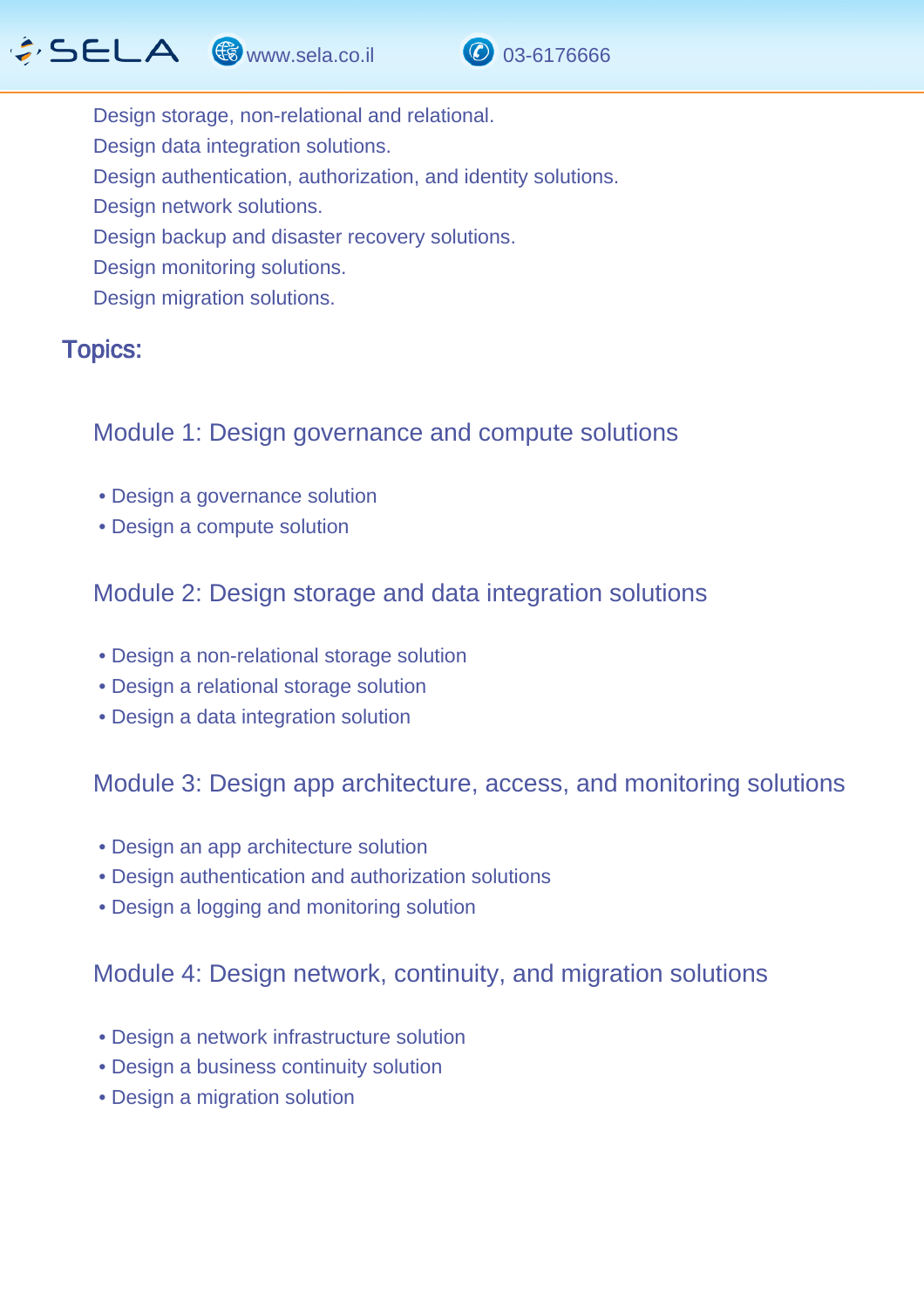Design storage, non-relational and relational.
Design data integration solutions.
Design authentication, authorization, and identity solutions.
Design network solutions.
Design backup and disaster recovery solutions.
Design monitoring solutions.
Design migration solutions.

## Topics:

### Module 1: Design governance and compute solutions

- Design a governance solution
- Design a compute solution

### Module 2: Design storage and data integration solutions

- Design a non-relational storage solution
- Design a relational storage solution
- Design a data integration solution

### Module 3: Design app architecture, access, and monitoring solutions

- Design an app architecture solution
- Design authentication and authorization solutions
- Design a logging and monitoring solution

### Module 4: Design network, continuity, and migration solutions

- Design a network infrastructure solution
- Design a business continuity solution
- Design a migration solution